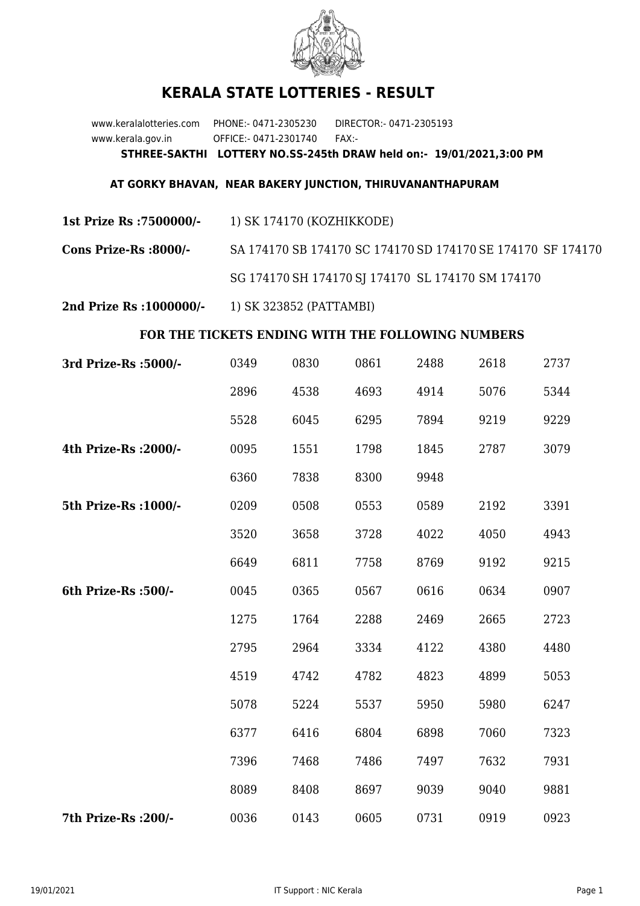# KERALA STATE LOTTERIES - RESULT

www.keralalotteries.com PHONE:- 0471-2305230 DIRECTOR:- 0471-2305193

www.kerala.gov.in OFFICE:- 0471-2301740 FAX:-

**STHREE-SAKTHI LOTTERY NO.SS-245th DRAW held on:- 19/01/2021,3:00 PM**

**AT GORKY BHAVAN, NEAR BAKERY JUNCTION, THIRUVANANTHAPURAM**

**1st Prize Rs :7500000/-** 1) SK 174170 (KOZHIKKODE)

**Cons Prize-Rs :8000/-** SA 174170 SB 174170 SC 174170 SD 174170 SE 174170 SF 174170 SG 174170 SH 174170 SJ 174170 SL 174170 SM 174170

**2nd Prize Rs :1000000/-** 1) SK 323852 (PATTAMBI)

**FOR THE TICKETS ENDING WITH THE FOLLOWING NUMBERS**

| | | | | | | |
|---|---|---|---|---|---|---|
| **3rd Prize-Rs :5000/-** | 0349 | 0830 | 0861 | 2488 | 2618 | 2737 |
| | 2896 | 4538 | 4693 | 4914 | 5076 | 5344 |
| | 5528 | 6045 | 6295 | 7894 | 9219 | 9229 |
| **4th Prize-Rs :2000/-** | 0095 | 1551 | 1798 | 1845 | 2787 | 3079 |
| | 6360 | 7838 | 8300 | 9948 | | |
| **5th Prize-Rs :1000/-** | 0209 | 0508 | 0553 | 0589 | 2192 | 3391 |
| | 3520 | 3658 | 3728 | 4022 | 4050 | 4943 |
| | 6649 | 6811 | 7758 | 8769 | 9192 | 9215 |
| **6th Prize-Rs :500/-** | 0045 | 0365 | 0567 | 0616 | 0634 | 0907 |
| | 1275 | 1764 | 2288 | 2469 | 2665 | 2723 |
| | 2795 | 2964 | 3334 | 4122 | 4380 | 4480 |
| | 4519 | 4742 | 4782 | 4823 | 4899 | 5053 |
| | 5078 | 5224 | 5537 | 5950 | 5980 | 6247 |
| | 6377 | 6416 | 6804 | 6898 | 7060 | 7323 |
| | 7396 | 7468 | 7486 | 7497 | 7632 | 7931 |
| | 8089 | 8408 | 8697 | 9039 | 9040 | 9881 |
| **7th Prize-Rs :200/-** | 0036 | 0143 | 0605 | 0731 | 0919 | 0923 |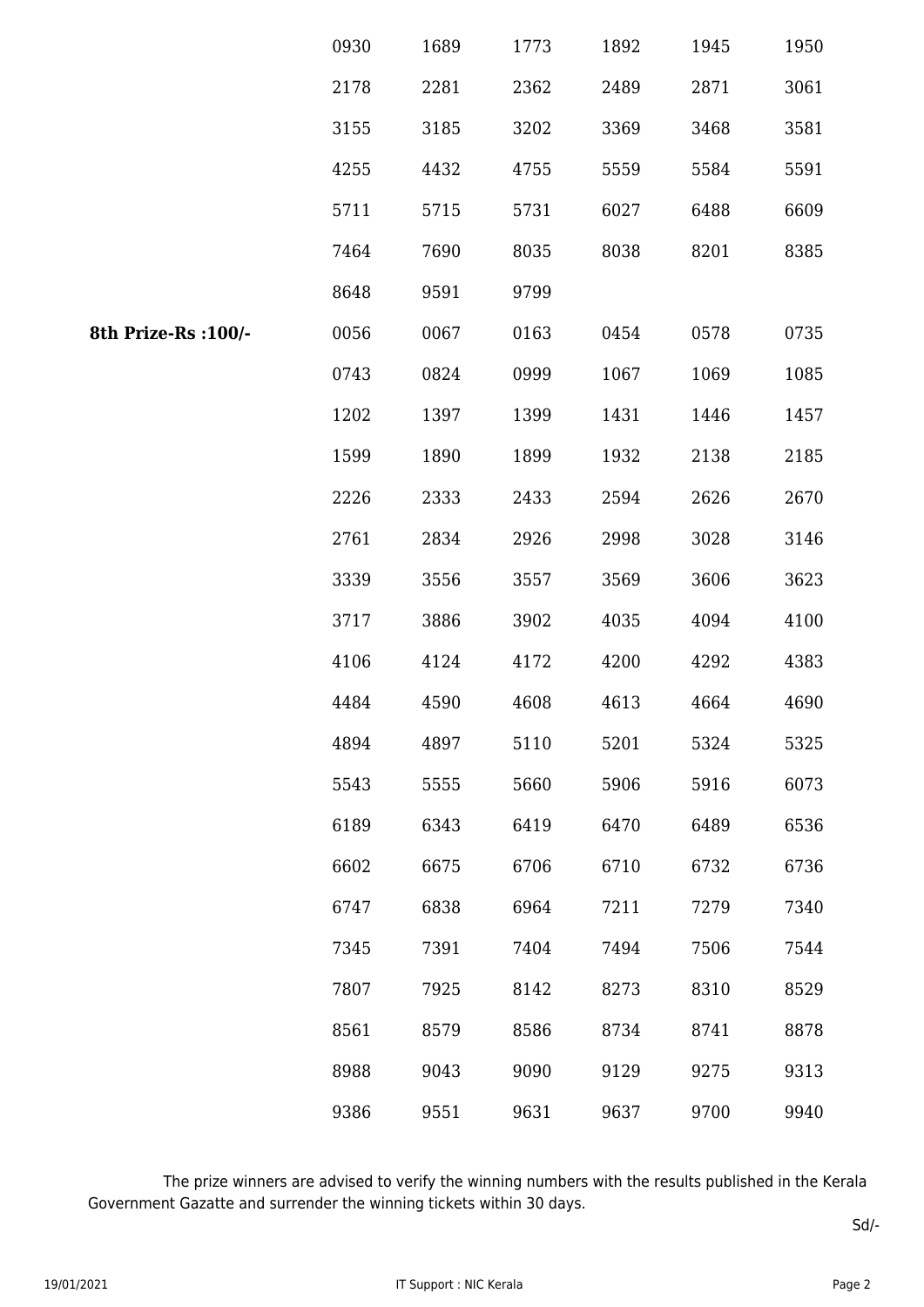| | | | | | | |
|---|---|---|---|---|---|---|
| | 0930 | 1689 | 1773 | 1892 | 1945 | 1950 |
| | 2178 | 2281 | 2362 | 2489 | 2871 | 3061 |
| | 3155 | 3185 | 3202 | 3369 | 3468 | 3581 |
| | 4255 | 4432 | 4755 | 5559 | 5584 | 5591 |
| | 5711 | 5715 | 5731 | 6027 | 6488 | 6609 |
| | 7464 | 7690 | 8035 | 8038 | 8201 | 8385 |
| | 8648 | 9591 | 9799 | | | |
| **8th Prize-Rs :100/-** | 0056 | 0067 | 0163 | 0454 | 0578 | 0735 |
| | 0743 | 0824 | 0999 | 1067 | 1069 | 1085 |
| | 1202 | 1397 | 1399 | 1431 | 1446 | 1457 |
| | 1599 | 1890 | 1899 | 1932 | 2138 | 2185 |
| | 2226 | 2333 | 2433 | 2594 | 2626 | 2670 |
| | 2761 | 2834 | 2926 | 2998 | 3028 | 3146 |
| | 3339 | 3556 | 3557 | 3569 | 3606 | 3623 |
| | 3717 | 3886 | 3902 | 4035 | 4094 | 4100 |
| | 4106 | 4124 | 4172 | 4200 | 4292 | 4383 |
| | 4484 | 4590 | 4608 | 4613 | 4664 | 4690 |
| | 4894 | 4897 | 5110 | 5201 | 5324 | 5325 |
| | 5543 | 5555 | 5660 | 5906 | 5916 | 6073 |
| | 6189 | 6343 | 6419 | 6470 | 6489 | 6536 |
| | 6602 | 6675 | 6706 | 6710 | 6732 | 6736 |
| | 6747 | 6838 | 6964 | 7211 | 7279 | 7340 |
| | 7345 | 7391 | 7404 | 7494 | 7506 | 7544 |
| | 7807 | 7925 | 8142 | 8273 | 8310 | 8529 |
| | 8561 | 8579 | 8586 | 8734 | 8741 | 8878 |
| | 8988 | 9043 | 9090 | 9129 | 9275 | 9313 |
| | 9386 | 9551 | 9631 | 9637 | 9700 | 9940 |

The prize winners are advised to verify the winning numbers with the results published in the Kerala Government Gazatte and surrender the winning tickets within 30 days.

Sd/-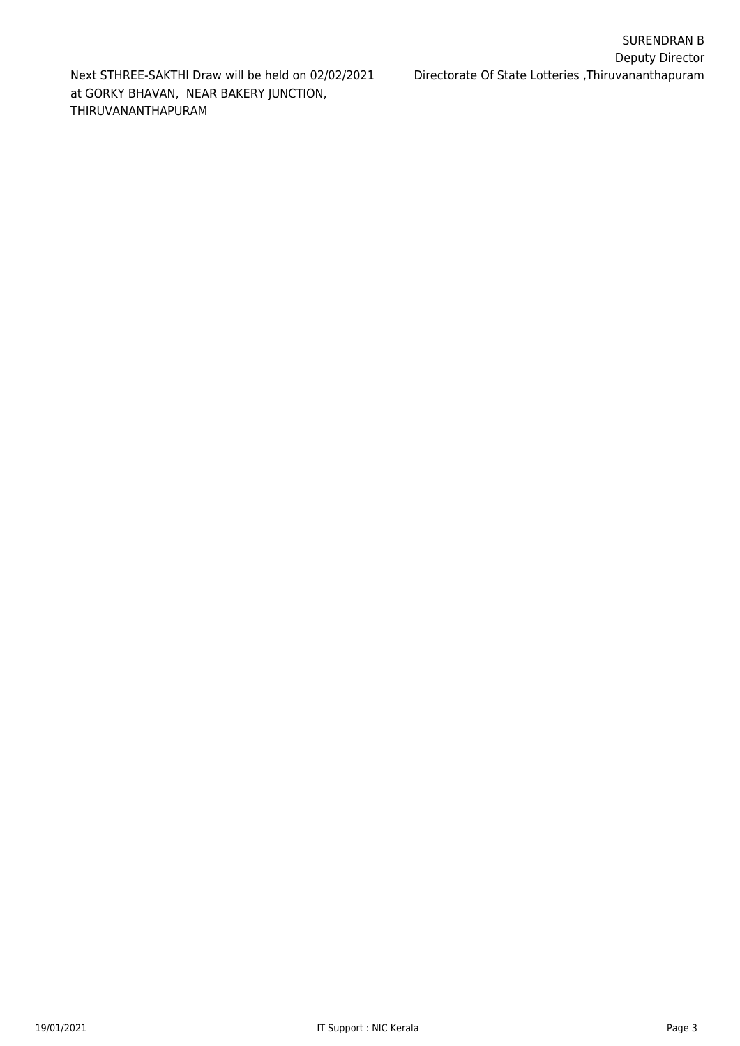SURENDRAN B
Deputy Director
Directorate Of State Lotteries ,Thiruvananthapuram

Next STHREE-SAKTHI Draw will be held on 02/02/2021 at GORKY BHAVAN, NEAR BAKERY JUNCTION, THIRUVANANTHAPURAM